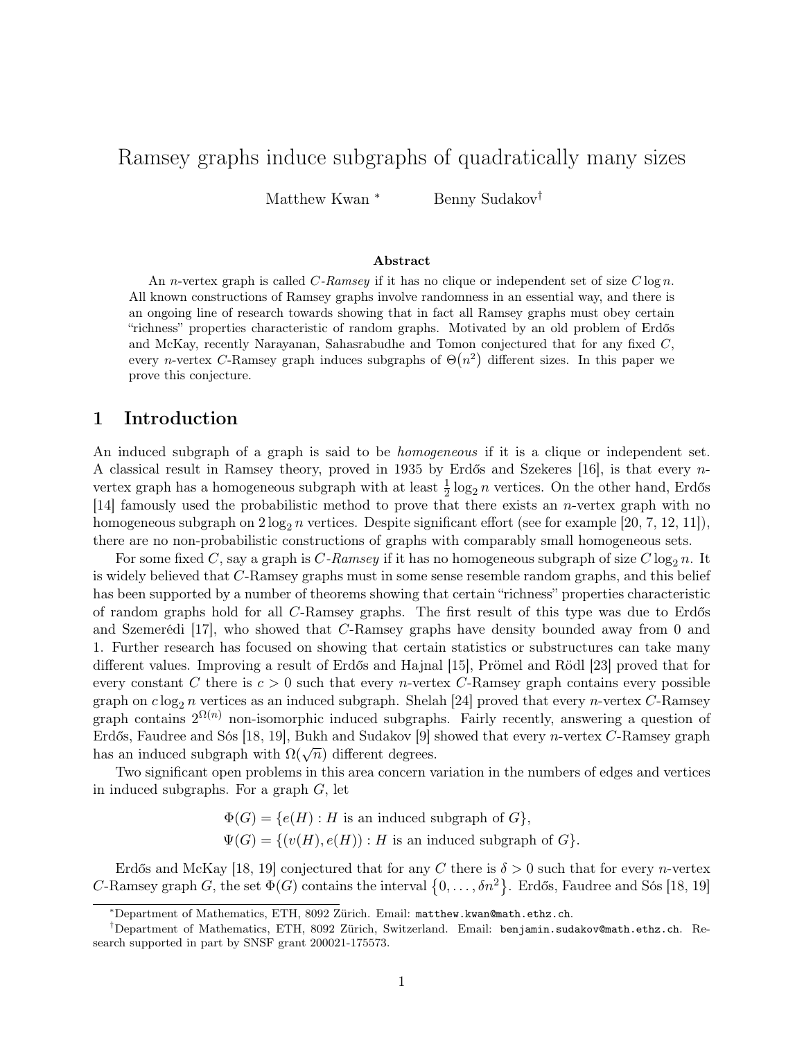# Ramsey graphs induce subgraphs of quadratically many sizes

Matthew Kwan [*] Benny Sudakov [†]

### Abstract

An $n$-vertex graph is called *$C$-Ramsey* if it has no clique or independent set of size $C \log n$. All known constructions of Ramsey graphs involve randomness in an essential way, and there is an ongoing line of research towards showing that in fact all Ramsey graphs must obey certain "richness" properties characteristic of random graphs. Motivated by an old problem of Erdős and McKay, recently Narayanan, Sahasrabudhe and Tomon conjectured that for any fixed $C$, every $n$-vertex $C$-Ramsey graph induces subgraphs of $\Theta(n^2)$ different sizes. In this paper we prove this conjecture.

## 1 Introduction

An induced subgraph of a graph is said to be *homogeneous* if it is a clique or independent set. A classical result in Ramsey theory, proved in 1935 by Erdős and Szekeres [16], is that every $n$-vertex graph has a homogeneous subgraph with at least $\frac{1}{2}\log_2 n$ vertices. On the other hand, Erdős [14] famously used the probabilistic method to prove that there exists an $n$-vertex graph with no homogeneous subgraph on $2\log_2 n$ vertices. Despite significant effort (see for example [20, 7, 12, 11]), there are no non-probabilistic constructions of graphs with comparably small homogeneous sets.

For some fixed $C$, say a graph is *$C$-Ramsey* if it has no homogeneous subgraph of size $C\log_2 n$. It is widely believed that $C$-Ramsey graphs must in some sense resemble random graphs, and this belief has been supported by a number of theorems showing that certain "richness" properties characteristic of random graphs hold for all $C$-Ramsey graphs. The first result of this type was due to Erdős and Szemerédi [17], who showed that $C$-Ramsey graphs have density bounded away from 0 and 1. Further research has focused on showing that certain statistics or substructures can take many different values. Improving a result of Erdős and Hajnal [15], Prömel and Rödl [23] proved that for every constant $C$ there is $c > 0$ such that every $n$-vertex $C$-Ramsey graph contains every possible graph on $c\log_2 n$ vertices as an induced subgraph. Shelah [24] proved that every $n$-vertex $C$-Ramsey graph contains $2^{\Omega(n)}$ non-isomorphic induced subgraphs. Fairly recently, answering a question of Erdős, Faudree and Sós [18, 19], Bukh and Sudakov [9] showed that every $n$-vertex $C$-Ramsey graph has an induced subgraph with $\Omega(\sqrt{n})$ different degrees.

Two significant open problems in this area concern variation in the numbers of edges and vertices in induced subgraphs. For a graph $G$, let

$$\Phi(G) = \{e(H) : H \text{ is an induced subgraph of } G\},$$
$$\Psi(G) = \{(v(H), e(H)) : H \text{ is an induced subgraph of } G\}.$$

Erdős and McKay [18, 19] conjectured that for any $C$ there is $\delta > 0$ such that for every $n$-vertex $C$-Ramsey graph $G$, the set $\Phi(G)$ contains the interval $\{0, \dots, \delta n^2\}$. Erdős, Faudree and Sós [18, 19]

[*] Department of Mathematics, ETH, 8092 Zürich. Email: matthew.kwan@math.ethz.ch.

[†] Department of Mathematics, ETH, 8092 Zürich, Switzerland. Email: benjamin.sudakov@math.ethz.ch. Research supported in part by SNSF grant 200021-175573.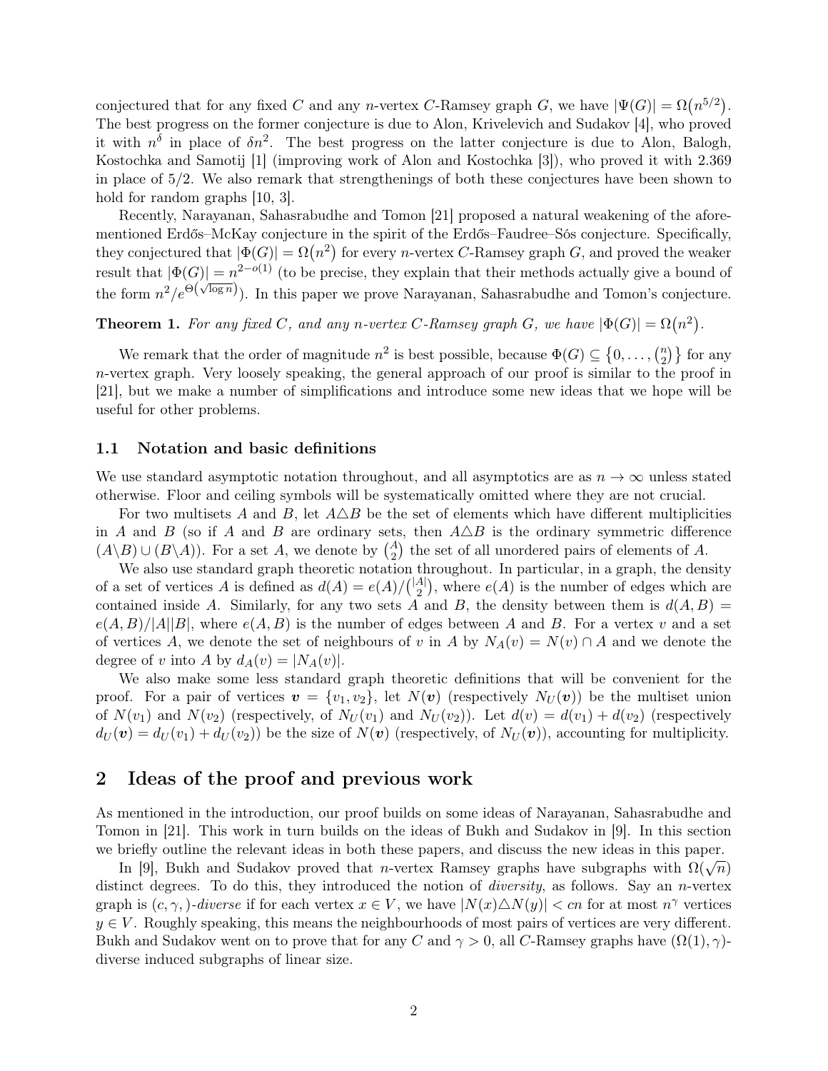conjectured that for any fixed $C$ and any $n$-vertex $C$-Ramsey graph $G$, we have $|\Psi(G)| = \Omega(n^{5/2})$. The best progress on the former conjecture is due to Alon, Krivelevich and Sudakov [4], who proved it with $n^{\delta}$ in place of $\delta n^2$. The best progress on the latter conjecture is due to Alon, Balogh, Kostochka and Samotij [1] (improving work of Alon and Kostochka [3]), who proved it with 2.369 in place of 5/2. We also remark that strengthenings of both these conjectures have been shown to hold for random graphs [10, 3].

Recently, Narayanan, Sahasrabudhe and Tomon [21] proposed a natural weakening of the aforementioned Erdős–McKay conjecture in the spirit of the Erdős–Faudree–Sós conjecture. Specifically, they conjectured that $|\Phi(G)| = \Omega(n^2)$ for every $n$-vertex $C$-Ramsey graph $G$, and proved the weaker result that $|\Phi(G)| = n^{2-o(1)}$ (to be precise, they explain that their methods actually give a bound of the form $n^2/e^{\Theta(\sqrt{\log n})}$). In this paper we prove Narayanan, Sahasrabudhe and Tomon's conjecture.

**Theorem 1.** *For any fixed $C$, and any $n$-vertex $C$-Ramsey graph $G$, we have $|\Phi(G)| = \Omega(n^2)$.*

We remark that the order of magnitude $n^2$ is best possible, because $\Phi(G) \subseteq \{0, \dots, \binom{n}{2}\}$ for any $n$-vertex graph. Very loosely speaking, the general approach of our proof is similar to the proof in [21], but we make a number of simplifications and introduce some new ideas that we hope will be useful for other problems.

### 1.1 Notation and basic definitions

We use standard asymptotic notation throughout, and all asymptotics are as $n \to \infty$ unless stated otherwise. Floor and ceiling symbols will be systematically omitted where they are not crucial.

For two multisets $A$ and $B$, let $A \triangle B$ be the set of elements which have different multiplicities in $A$ and $B$ (so if $A$ and $B$ are ordinary sets, then $A \triangle B$ is the ordinary symmetric difference $(A \backslash B) \cup (B \backslash A)$). For a set $A$, we denote by $\binom{A}{2}$ the set of all unordered pairs of elements of $A$.

We also use standard graph theoretic notation throughout. In particular, in a graph, the density of a set of vertices $A$ is defined as $d(A) = e(A)/\binom{|A|}{2}$, where $e(A)$ is the number of edges which are contained inside $A$. Similarly, for any two sets $A$ and $B$, the density between them is $d(A, B) = e(A, B)/|A||B|$, where $e(A, B)$ is the number of edges between $A$ and $B$. For a vertex $v$ and a set of vertices $A$, we denote the set of neighbours of $v$ in $A$ by $N_A(v) = N(v) \cap A$ and we denote the degree of $v$ into $A$ by $d_A(v) = |N_A(v)|$.

We also make some less standard graph theoretic definitions that will be convenient for the proof. For a pair of vertices $\boldsymbol{v} = \{v_1, v_2\}$, let $N(\boldsymbol{v})$ (respectively $N_U(\boldsymbol{v})$) be the multiset union of $N(v_1)$ and $N(v_2)$ (respectively, of $N_U(v_1)$ and $N_U(v_2)$). Let $d(v) = d(v_1) + d(v_2)$ (respectively $d_U(\boldsymbol{v}) = d_U(v_1) + d_U(v_2)$) be the size of $N(\boldsymbol{v})$ (respectively, of $N_U(\boldsymbol{v})$), accounting for multiplicity.

## 2 Ideas of the proof and previous work

As mentioned in the introduction, our proof builds on some ideas of Narayanan, Sahasrabudhe and Tomon in [21]. This work in turn builds on the ideas of Bukh and Sudakov in [9]. In this section we briefly outline the relevant ideas in both these papers, and discuss the new ideas in this paper.

In [9], Bukh and Sudakov proved that $n$-vertex Ramsey graphs have subgraphs with $\Omega(\sqrt{n})$ distinct degrees. To do this, they introduced the notion of *diversity*, as follows. Say an $n$-vertex graph is $(c, \gamma, )$-*diverse* if for each vertex $x \in V$, we have $|N(x) \triangle N(y)| < cn$ for at most $n^{\gamma}$ vertices $y \in V$. Roughly speaking, this means the neighbourhoods of most pairs of vertices are very different. Bukh and Sudakov went on to prove that for any $C$ and $\gamma > 0$, all $C$-Ramsey graphs have $(\Omega(1), \gamma)$-diverse induced subgraphs of linear size.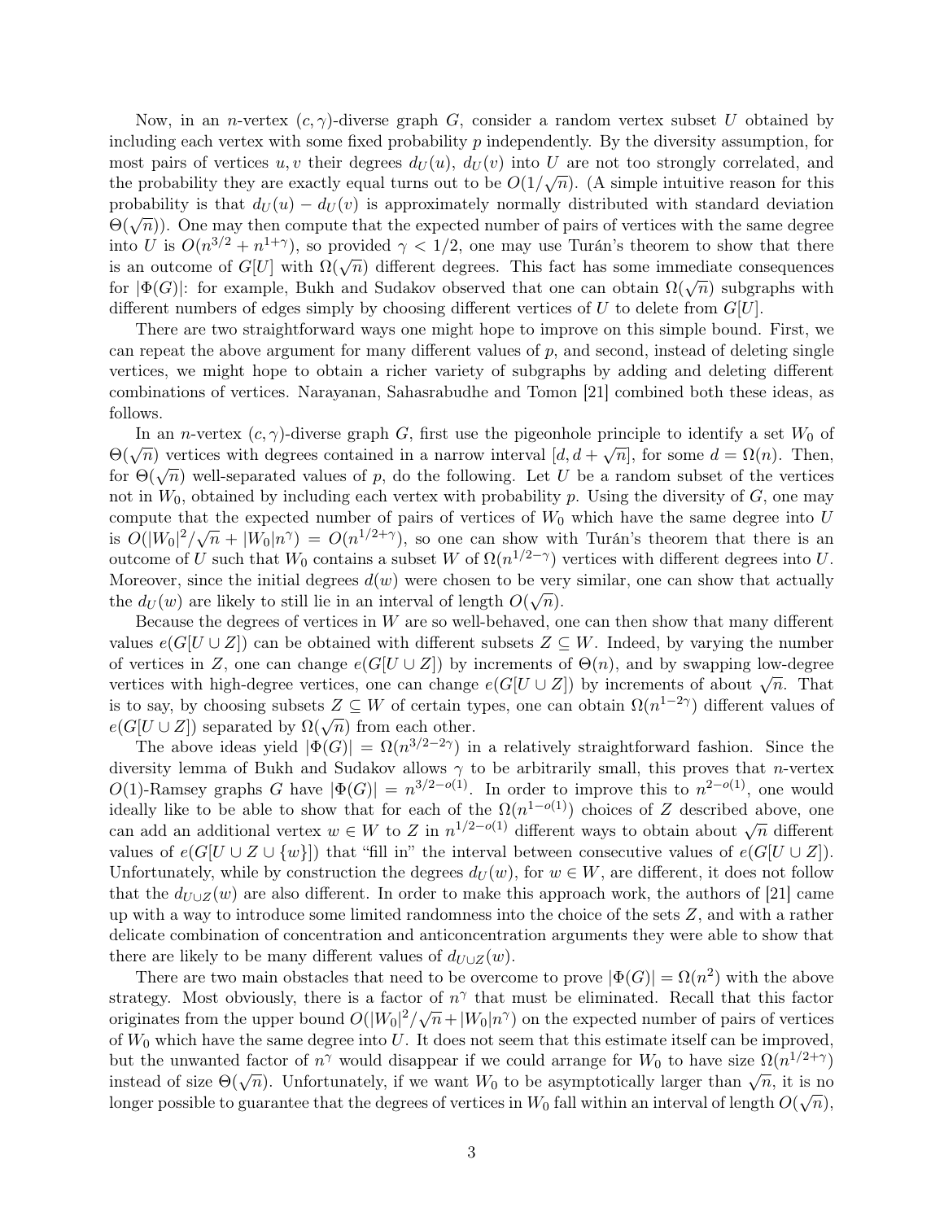Now, in an $n$-vertex $(c, \gamma)$-diverse graph $G$, consider a random vertex subset $U$ obtained by including each vertex with some fixed probability $p$ independently. By the diversity assumption, for most pairs of vertices $u, v$ their degrees $d_U(u)$, $d_U(v)$ into $U$ are not too strongly correlated, and the probability they are exactly equal turns out to be $O(1/\sqrt{n})$. (A simple intuitive reason for this probability is that $d_U(u) - d_U(v)$ is approximately normally distributed with standard deviation $\Theta(\sqrt{n})$). One may then compute that the expected number of pairs of vertices with the same degree into $U$ is $O(n^{3/2} + n^{1+\gamma})$, so provided $\gamma < 1/2$, one may use Turán's theorem to show that there is an outcome of $G[U]$ with $\Omega(\sqrt{n})$ different degrees. This fact has some immediate consequences for $|\Phi(G)|$: for example, Bukh and Sudakov observed that one can obtain $\Omega(\sqrt{n})$ subgraphs with different numbers of edges simply by choosing different vertices of $U$ to delete from $G[U]$.

There are two straightforward ways one might hope to improve on this simple bound. First, we can repeat the above argument for many different values of $p$, and second, instead of deleting single vertices, we might hope to obtain a richer variety of subgraphs by adding and deleting different combinations of vertices. Narayanan, Sahasrabudhe and Tomon [21] combined both these ideas, as follows.

In an $n$-vertex $(c, \gamma)$-diverse graph $G$, first use the pigeonhole principle to identify a set $W_0$ of $\Theta(\sqrt{n})$ vertices with degrees contained in a narrow interval $[d, d + \sqrt{n}]$, for some $d = \Omega(n)$. Then, for $\Theta(\sqrt{n})$ well-separated values of $p$, do the following. Let $U$ be a random subset of the vertices not in $W_0$, obtained by including each vertex with probability $p$. Using the diversity of $G$, one may compute that the expected number of pairs of vertices of $W_0$ which have the same degree into $U$ is $O(|W_0|^2/\sqrt{n} + |W_0|n^\gamma) = O(n^{1/2+\gamma})$, so one can show with Turán's theorem that there is an outcome of $U$ such that $W_0$ contains a subset $W$ of $\Omega(n^{1/2-\gamma})$ vertices with different degrees into $U$. Moreover, since the initial degrees $d(w)$ were chosen to be very similar, one can show that actually the $d_U(w)$ are likely to still lie in an interval of length $O(\sqrt{n})$.

Because the degrees of vertices in $W$ are so well-behaved, one can then show that many different values $e(G[U \cup Z])$ can be obtained with different subsets $Z \subseteq W$. Indeed, by varying the number of vertices in $Z$, one can change $e(G[U \cup Z])$ by increments of $\Theta(n)$, and by swapping low-degree vertices with high-degree vertices, one can change $e(G[U \cup Z])$ by increments of about $\sqrt{n}$. That is to say, by choosing subsets $Z \subseteq W$ of certain types, one can obtain $\Omega(n^{1-2\gamma})$ different values of $e(G[U \cup Z])$ separated by $\Omega(\sqrt{n})$ from each other.

The above ideas yield $|\Phi(G)| = \Omega(n^{3/2-2\gamma})$ in a relatively straightforward fashion. Since the diversity lemma of Bukh and Sudakov allows $\gamma$ to be arbitrarily small, this proves that $n$-vertex $O(1)$-Ramsey graphs $G$ have $|\Phi(G)| = n^{3/2-o(1)}$. In order to improve this to $n^{2-o(1)}$, one would ideally like to be able to show that for each of the $\Omega(n^{1-o(1)})$ choices of $Z$ described above, one can add an additional vertex $w \in W$ to $Z$ in $n^{1/2-o(1)}$ different ways to obtain about $\sqrt{n}$ different values of $e(G[U \cup Z \cup \{w\}])$ that "fill in" the interval between consecutive values of $e(G[U \cup Z])$. Unfortunately, while by construction the degrees $d_U(w)$, for $w \in W$, are different, it does not follow that the $d_{U \cup Z}(w)$ are also different. In order to make this approach work, the authors of [21] came up with a way to introduce some limited randomness into the choice of the sets $Z$, and with a rather delicate combination of concentration and anticoncentration arguments they were able to show that there are likely to be many different values of $d_{U \cup Z}(w)$.

There are two main obstacles that need to be overcome to prove $|\Phi(G)| = \Omega(n^2)$ with the above strategy. Most obviously, there is a factor of $n^\gamma$ that must be eliminated. Recall that this factor originates from the upper bound $O(|W_0|^2/\sqrt{n} + |W_0|n^\gamma)$ on the expected number of pairs of vertices of $W_0$ which have the same degree into $U$. It does not seem that this estimate itself can be improved, but the unwanted factor of $n^\gamma$ would disappear if we could arrange for $W_0$ to have size $\Omega(n^{1/2+\gamma})$ instead of size $\Theta(\sqrt{n})$. Unfortunately, if we want $W_0$ to be asymptotically larger than $\sqrt{n}$, it is no longer possible to guarantee that the degrees of vertices in $W_0$ fall within an interval of length $O(\sqrt{n})$,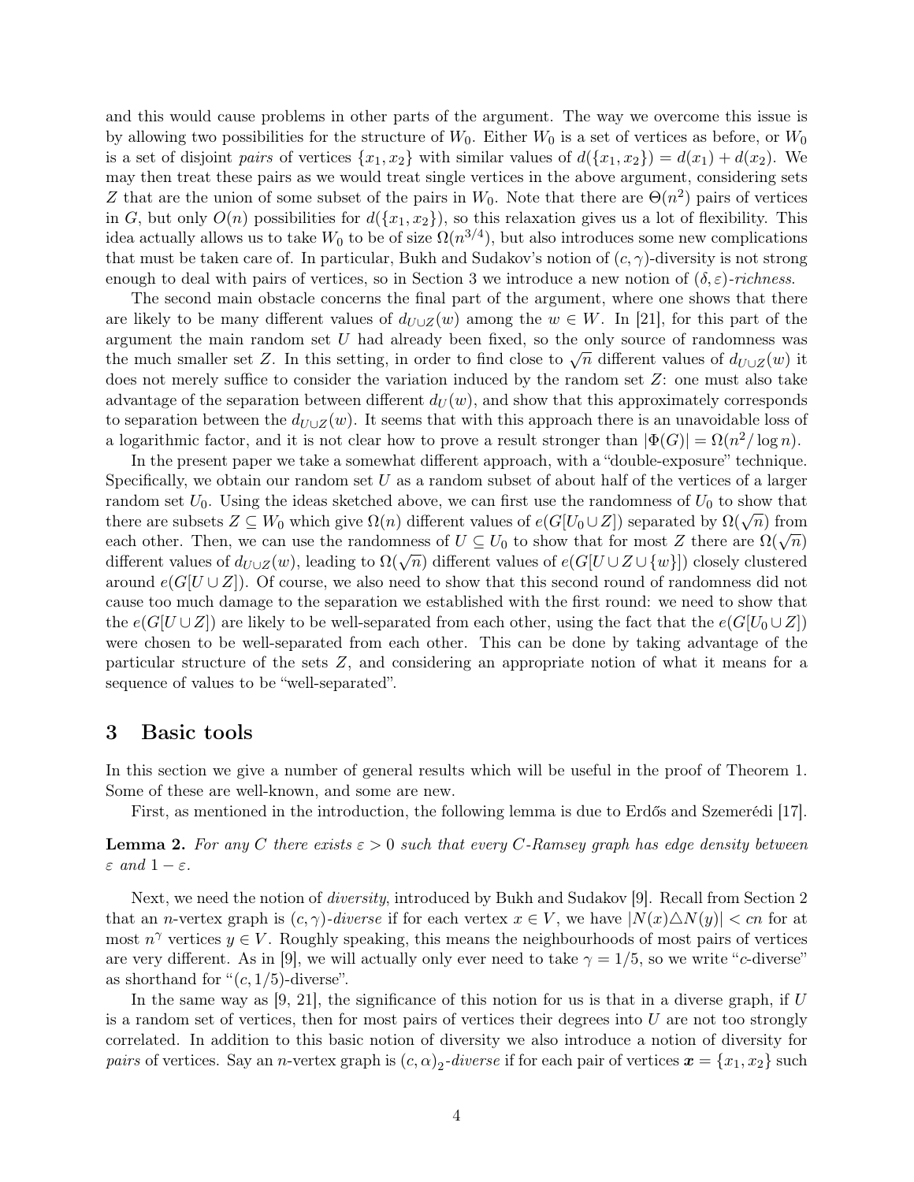and this would cause problems in other parts of the argument. The way we overcome this issue is by allowing two possibilities for the structure of $W_0$. Either $W_0$ is a set of vertices as before, or $W_0$ is a set of disjoint *pairs* of vertices $\{x_1, x_2\}$ with similar values of $d(\{x_1, x_2\}) = d(x_1) + d(x_2)$. We may then treat these pairs as we would treat single vertices in the above argument, considering sets $Z$ that are the union of some subset of the pairs in $W_0$. Note that there are $\Theta(n^2)$ pairs of vertices in $G$, but only $O(n)$ possibilities for $d(\{x_1, x_2\})$, so this relaxation gives us a lot of flexibility. This idea actually allows us to take $W_0$ to be of size $\Omega(n^{3/4})$, but also introduces some new complications that must be taken care of. In particular, Bukh and Sudakov's notion of $(c, \gamma)$-diversity is not strong enough to deal with pairs of vertices, so in Section 3 we introduce a new notion of $(\delta, \varepsilon)$-*richness*.

The second main obstacle concerns the final part of the argument, where one shows that there are likely to be many different values of $d_{U\cup Z}(w)$ among the $w \in W$. In [21], for this part of the argument the main random set $U$ had already been fixed, so the only source of randomness was the much smaller set $Z$. In this setting, in order to find close to $\sqrt{n}$ different values of $d_{U\cup Z}(w)$ it does not merely suffice to consider the variation induced by the random set $Z$: one must also take advantage of the separation between different $d_U(w)$, and show that this approximately corresponds to separation between the $d_{U\cup Z}(w)$. It seems that with this approach there is an unavoidable loss of a logarithmic factor, and it is not clear how to prove a result stronger than $|\Phi(G)| = \Omega(n^2/\log n)$.

In the present paper we take a somewhat different approach, with a "double-exposure" technique. Specifically, we obtain our random set $U$ as a random subset of about half of the vertices of a larger random set $U_0$. Using the ideas sketched above, we can first use the randomness of $U_0$ to show that there are subsets $Z \subseteq W_0$ which give $\Omega(n)$ different values of $e(G[U_0 \cup Z])$ separated by $\Omega(\sqrt{n})$ from each other. Then, we can use the randomness of $U \subseteq U_0$ to show that for most $Z$ there are $\Omega(\sqrt{n})$ different values of $d_{U\cup Z}(w)$, leading to $\Omega(\sqrt{n})$ different values of $e(G[U \cup Z \cup \{w\}])$ closely clustered around $e(G[U \cup Z])$. Of course, we also need to show that this second round of randomness did not cause too much damage to the separation we established with the first round: we need to show that the $e(G[U \cup Z])$ are likely to be well-separated from each other, using the fact that the $e(G[U_0 \cup Z])$ were chosen to be well-separated from each other. This can be done by taking advantage of the particular structure of the sets $Z$, and considering an appropriate notion of what it means for a sequence of values to be "well-separated".

# 3 Basic tools

In this section we give a number of general results which will be useful in the proof of Theorem 1. Some of these are well-known, and some are new.

First, as mentioned in the introduction, the following lemma is due to Erdős and Szemerédi [17].

**Lemma 2.** *For any $C$ there exists $\varepsilon > 0$ such that every $C$-Ramsey graph has edge density between $\varepsilon$ and $1 - \varepsilon$.*

Next, we need the notion of *diversity*, introduced by Bukh and Sudakov [9]. Recall from Section 2 that an $n$-vertex graph is $(c, \gamma)$-*diverse* if for each vertex $x \in V$, we have $|N(x) \triangle N(y)| < cn$ for at most $n^\gamma$ vertices $y \in V$. Roughly speaking, this means the neighbourhoods of most pairs of vertices are very different. As in [9], we will actually only ever need to take $\gamma = 1/5$, so we write "$c$-diverse" as shorthand for "$(c, 1/5)$-diverse".

In the same way as [9, 21], the significance of this notion for us is that in a diverse graph, if $U$ is a random set of vertices, then for most pairs of vertices their degrees into $U$ are not too strongly correlated. In addition to this basic notion of diversity we also introduce a notion of diversity for *pairs* of vertices. Say an $n$-vertex graph is $(c, \alpha)_2$-*diverse* if for each pair of vertices $\boldsymbol{x} = \{x_1, x_2\}$ such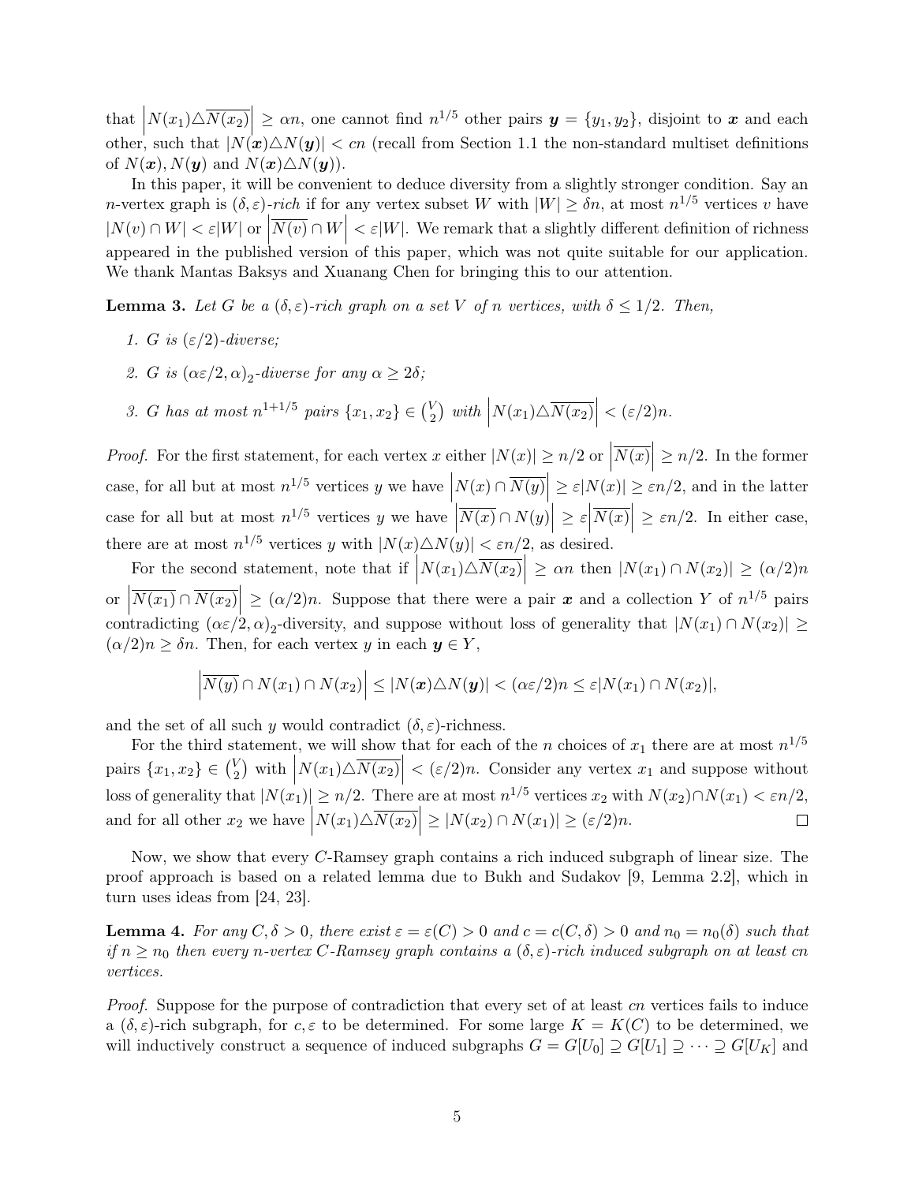that $\left|N(x_1)\triangle\overline{N(x_2)}\right| \geq \alpha n$, one cannot find $n^{1/5}$ other pairs $\boldsymbol{y} = \{y_1, y_2\}$, disjoint to $\boldsymbol{x}$ and each other, such that $|N(\boldsymbol{x})\triangle N(\boldsymbol{y})| < cn$ (recall from Section 1.1 the non-standard multiset definitions of $N(\boldsymbol{x}), N(\boldsymbol{y})$ and $N(\boldsymbol{x})\triangle N(\boldsymbol{y})$).

In this paper, it will be convenient to deduce diversity from a slightly stronger condition. Say an $n$-vertex graph is $(\delta, \varepsilon)$-*rich* if for any vertex subset $W$ with $|W| \geq \delta n$, at most $n^{1/5}$ vertices $v$ have $|N(v) \cap W| < \varepsilon|W|$ or $\left|\overline{N(v)} \cap W\right| < \varepsilon|W|$. We remark that a slightly different definition of richness appeared in the published version of this paper, which was not quite suitable for our application. We thank Mantas Baksys and Xuanang Chen for bringing this to our attention.

**Lemma 3.** *Let $G$ be a $(\delta, \varepsilon)$-rich graph on a set $V$ of $n$ vertices, with $\delta \leq 1/2$. Then,*

1. *$G$ is $(\varepsilon/2)$-diverse;*
2. *$G$ is $(\alpha\varepsilon/2, \alpha)_2$-diverse for any $\alpha \geq 2\delta$;*
3. *$G$ has at most $n^{1+1/5}$ pairs $\{x_1, x_2\} \in \binom{V}{2}$ with $\left|N(x_1)\triangle\overline{N(x_2)}\right| < (\varepsilon/2)n$.*

*Proof.* For the first statement, for each vertex $x$ either $|N(x)| \geq n/2$ or $\left|\overline{N(x)}\right| \geq n/2$. In the former case, for all but at most $n^{1/5}$ vertices $y$ we have $\left|N(x) \cap \overline{N(y)}\right| \geq \varepsilon|N(x)| \geq \varepsilon n/2$, and in the latter case for all but at most $n^{1/5}$ vertices $y$ we have $\left|\overline{N(x)} \cap N(y)\right| \geq \varepsilon\left|\overline{N(x)}\right| \geq \varepsilon n/2$. In either case, there are at most $n^{1/5}$ vertices $y$ with $|N(x)\triangle N(y)| < \varepsilon n/2$, as desired.

For the second statement, note that if $\left|N(x_1)\triangle\overline{N(x_2)}\right| \geq \alpha n$ then $|N(x_1) \cap N(x_2)| \geq (\alpha/2)n$ or $\left|\overline{N(x_1)} \cap \overline{N(x_2)}\right| \geq (\alpha/2)n$. Suppose that there were a pair $\boldsymbol{x}$ and a collection $Y$ of $n^{1/5}$ pairs contradicting $(\alpha\varepsilon/2, \alpha)_2$-diversity, and suppose without loss of generality that $|N(x_1) \cap N(x_2)| \geq (\alpha/2)n \geq \delta n$. Then, for each vertex $y$ in each $\boldsymbol{y} \in Y$,

$$\left|\overline{N(y)} \cap N(x_1) \cap N(x_2)\right| \leq |N(\boldsymbol{x})\triangle N(\boldsymbol{y})| < (\alpha\varepsilon/2)n \leq \varepsilon|N(x_1) \cap N(x_2)|,$$

and the set of all such $y$ would contradict $(\delta, \varepsilon)$-richness.

For the third statement, we will show that for each of the $n$ choices of $x_1$ there are at most $n^{1/5}$ pairs $\{x_1, x_2\} \in \binom{V}{2}$ with $\left|N(x_1)\triangle\overline{N(x_2)}\right| < (\varepsilon/2)n$. Consider any vertex $x_1$ and suppose without loss of generality that $|N(x_1)| \geq n/2$. There are at most $n^{1/5}$ vertices $x_2$ with $N(x_2) \cap N(x_1) < \varepsilon n/2$, and for all other $x_2$ we have $\left|N(x_1)\triangle\overline{N(x_2)}\right| \geq |N(x_2) \cap N(x_1)| \geq (\varepsilon/2)n$. $\square$

Now, we show that every $C$-Ramsey graph contains a rich induced subgraph of linear size. The proof approach is based on a related lemma due to Bukh and Sudakov [9, Lemma 2.2], which in turn uses ideas from [24, 23].

**Lemma 4.** *For any $C, \delta > 0$, there exist $\varepsilon = \varepsilon(C) > 0$ and $c = c(C, \delta) > 0$ and $n_0 = n_0(\delta)$ such that if $n \geq n_0$ then every $n$-vertex $C$-Ramsey graph contains a $(\delta, \varepsilon)$-rich induced subgraph on at least $cn$ vertices.*

*Proof.* Suppose for the purpose of contradiction that every set of at least $cn$ vertices fails to induce a $(\delta, \varepsilon)$-rich subgraph, for $c, \varepsilon$ to be determined. For some large $K = K(C)$ to be determined, we will inductively construct a sequence of induced subgraphs $G = G[U_0] \supseteq G[U_1] \supseteq \cdots \supseteq G[U_K]$ and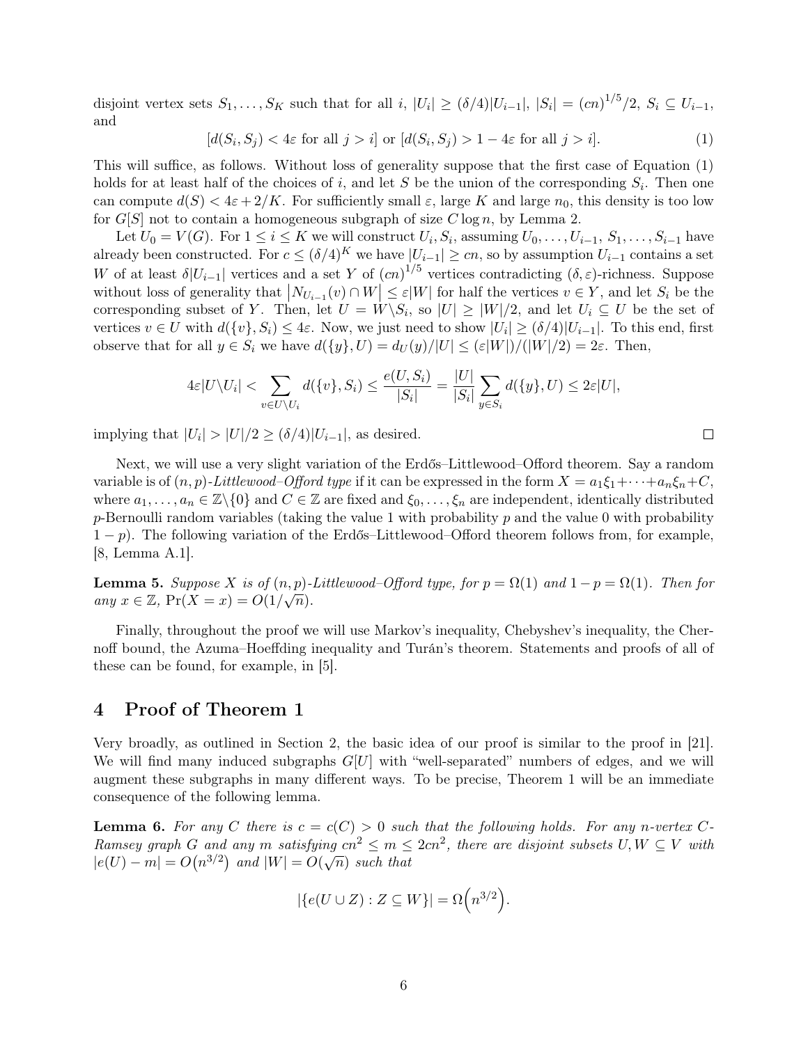disjoint vertex sets $S_1, \dots, S_K$ such that for all $i$, $|U_i| \geq (\delta/4)|U_{i-1}|$, $|S_i| = (cn)^{1/5}/2$, $S_i \subseteq U_{i-1}$, and

$$[d(S_i, S_j) < 4\varepsilon \text{ for all } j > i] \text{ or } [d(S_i, S_j) > 1 - 4\varepsilon \text{ for all } j > i]. \tag{1}$$

This will suffice, as follows. Without loss of generality suppose that the first case of Equation (1) holds for at least half of the choices of $i$, and let $S$ be the union of the corresponding $S_i$. Then one can compute $d(S) < 4\varepsilon + 2/K$. For sufficiently small $\varepsilon$, large $K$ and large $n_0$, this density is too low for $G[S]$ not to contain a homogeneous subgraph of size $C \log n$, by Lemma 2.

Let $U_0 = V(G)$. For $1 \leq i \leq K$ we will construct $U_i, S_i$, assuming $U_0, \dots, U_{i-1}$, $S_1, \dots, S_{i-1}$ have already been constructed. For $c \leq (\delta/4)^K$ we have $|U_{i-1}| \geq cn$, so by assumption $U_{i-1}$ contains a set $W$ of at least $\delta|U_{i-1}|$ vertices and a set $Y$ of $(cn)^{1/5}$ vertices contradicting $(\delta, \varepsilon)$-richness. Suppose without loss of generality that $\left|N_{U_{i-1}}(v) \cap W\right| \leq \varepsilon|W|$ for half the vertices $v \in Y$, and let $S_i$ be the corresponding subset of $Y$. Then, let $U = W \setminus S_i$, so $|U| \geq |W|/2$, and let $U_i \subseteq U$ be the set of vertices $v \in U$ with $d(\{v\}, S_i) \leq 4\varepsilon$. Now, we just need to show $|U_i| \geq (\delta/4)|U_{i-1}|$. To this end, first observe that for all $y \in S_i$ we have $d(\{y\}, U) = d_U(y)/|U| \leq (\varepsilon|W|)/(|W|/2) = 2\varepsilon$. Then,

$$4\varepsilon|U \setminus U_i| < \sum_{v \in U \setminus U_i} d(\{v\}, S_i) \leq \frac{e(U, S_i)}{|S_i|} = \frac{|U|}{|S_i|} \sum_{y \in S_i} d(\{y\}, U) \leq 2\varepsilon|U|,$$

implying that $|U_i| > |U|/2 \geq (\delta/4)|U_{i-1}|$, as desired. □

Next, we will use a very slight variation of the Erdős–Littlewood–Offord theorem. Say a random variable is of $(n, p)$-*Littlewood–Offord type* if it can be expressed in the form $X = a_1\xi_1 + \cdots + a_n\xi_n + C$, where $a_1, \dots, a_n \in \mathbb{Z} \setminus \{0\}$ and $C \in \mathbb{Z}$ are fixed and $\xi_0, \dots, \xi_n$ are independent, identically distributed $p$-Bernoulli random variables (taking the value 1 with probability $p$ and the value 0 with probability $1 - p$). The following variation of the Erdős–Littlewood–Offord theorem follows from, for example, [8, Lemma A.1].

**Lemma 5.** *Suppose $X$ is of $(n, p)$-Littlewood–Offord type, for $p = \Omega(1)$ and $1 - p = \Omega(1)$. Then for any $x \in \mathbb{Z}$, $\Pr(X = x) = O(1/\sqrt{n})$.*

Finally, throughout the proof we will use Markov's inequality, Chebyshev's inequality, the Chernoff bound, the Azuma–Hoeffding inequality and Turán's theorem. Statements and proofs of all of these can be found, for example, in [5].

# 4 Proof of Theorem 1

Very broadly, as outlined in Section 2, the basic idea of our proof is similar to the proof in [21]. We will find many induced subgraphs $G[U]$ with "well-separated" numbers of edges, and we will augment these subgraphs in many different ways. To be precise, Theorem 1 will be an immediate consequence of the following lemma.

**Lemma 6.** *For any $C$ there is $c = c(C) > 0$ such that the following holds. For any $n$-vertex $C$-Ramsey graph $G$ and any $m$ satisfying $cn^2 \leq m \leq 2cn^2$, there are disjoint subsets $U, W \subseteq V$ with $|e(U) - m| = O\left(n^{3/2}\right)$ and $|W| = O(\sqrt{n})$ such that*

$$|\{e(U \cup Z) : Z \subseteq W\}| = \Omega\left(n^{3/2}\right).$$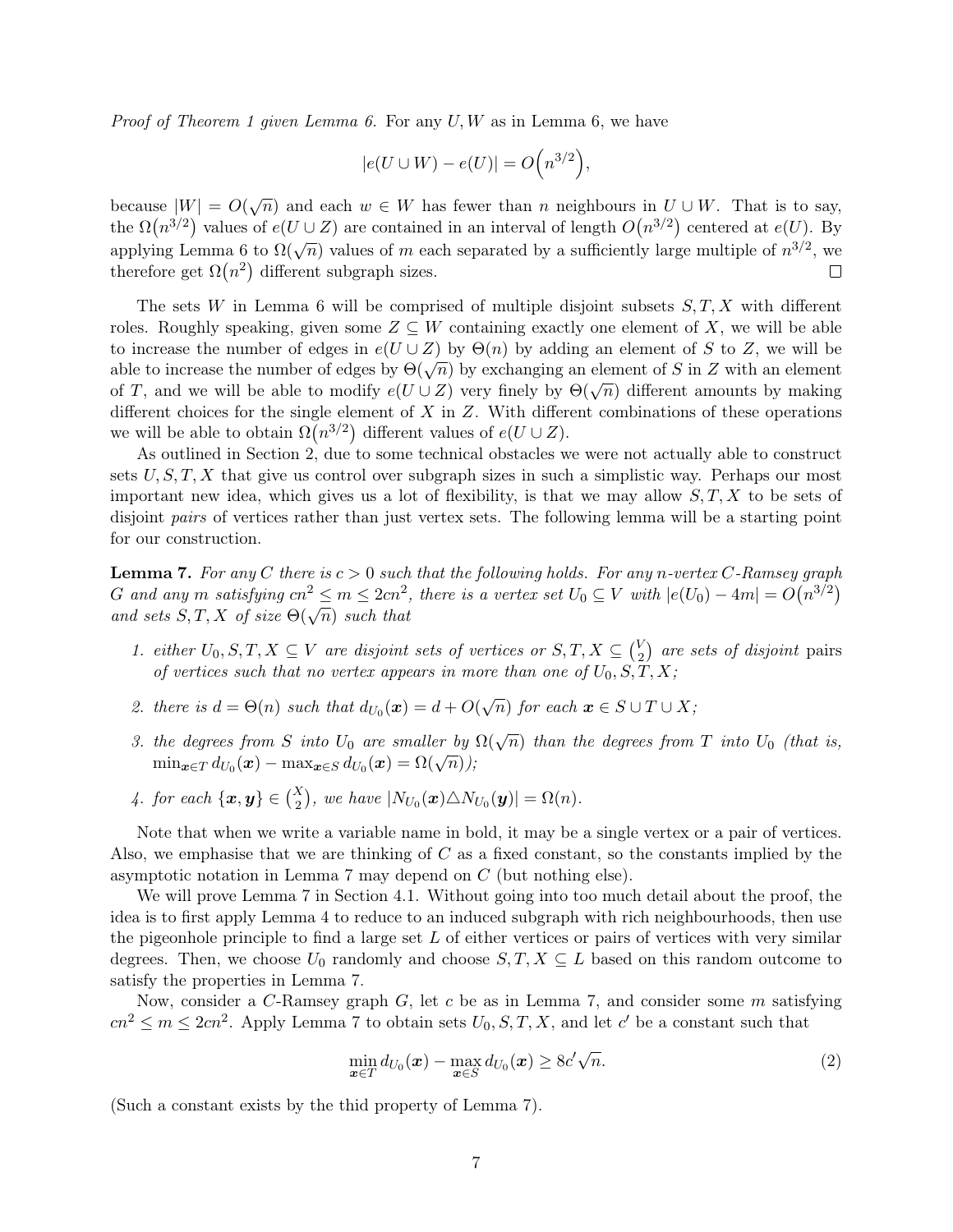*Proof of Theorem 1 given Lemma 6.* For any $U, W$ as in Lemma 6, we have

$$|e(U \cup W) - e(U)| = O\Big(n^{3/2}\Big),$$

because $|W| = O(\sqrt{n})$ and each $w \in W$ has fewer than $n$ neighbours in $U \cup W$. That is to say, the $\Omega\big(n^{3/2}\big)$ values of $e(U \cup Z)$ are contained in an interval of length $O\big(n^{3/2}\big)$ centered at $e(U)$. By applying Lemma 6 to $\Omega(\sqrt{n})$ values of $m$ each separated by a sufficiently large multiple of $n^{3/2}$, we therefore get $\Omega\big(n^2\big)$ different subgraph sizes. □

The sets $W$ in Lemma 6 will be comprised of multiple disjoint subsets $S, T, X$ with different roles. Roughly speaking, given some $Z \subseteq W$ containing exactly one element of $X$, we will be able to increase the number of edges in $e(U \cup Z)$ by $\Theta(n)$ by adding an element of $S$ to $Z$, we will be able to increase the number of edges by $\Theta(\sqrt{n})$ by exchanging an element of $S$ in $Z$ with an element of $T$, and we will be able to modify $e(U \cup Z)$ very finely by $\Theta(\sqrt{n})$ different amounts by making different choices for the single element of $X$ in $Z$. With different combinations of these operations we will be able to obtain $\Omega\big(n^{3/2}\big)$ different values of $e(U \cup Z)$.

As outlined in Section 2, due to some technical obstacles we were not actually able to construct sets $U, S, T, X$ that give us control over subgraph sizes in such a simplistic way. Perhaps our most important new idea, which gives us a lot of flexibility, is that we may allow $S, T, X$ to be sets of disjoint *pairs* of vertices rather than just vertex sets. The following lemma will be a starting point for our construction.

**Lemma 7.** *For any $C$ there is $c > 0$ such that the following holds. For any $n$-vertex $C$-Ramsey graph $G$ and any $m$ satisfying $cn^2 \le m \le 2cn^2$, there is a vertex set $U_0 \subseteq V$ with $|e(U_0) - 4m| = O\big(n^{3/2}\big)$ and sets $S, T, X$ of size $\Theta(\sqrt{n})$ such that*

1. *either $U_0, S, T, X \subseteq V$ are disjoint sets of vertices or $S, T, X \subseteq \binom{V}{2}$ are sets of disjoint* pairs *of vertices such that no vertex appears in more than one of $U_0, S, T, X$;*
2. *there is $d = \Theta(n)$ such that $d_{U_0}(\boldsymbol{x}) = d + O(\sqrt{n})$ for each $\boldsymbol{x} \in S \cup T \cup X$;*
3. *the degrees from $S$ into $U_0$ are smaller by $\Omega(\sqrt{n})$ than the degrees from $T$ into $U_0$ (that is, $\min_{\boldsymbol{x}\in T} d_{U_0}(\boldsymbol{x}) - \max_{\boldsymbol{x}\in S} d_{U_0}(\boldsymbol{x}) = \Omega(\sqrt{n})$);*
4. *for each $\{\boldsymbol{x}, \boldsymbol{y}\} \in \binom{X}{2}$, we have $|N_{U_0}(\boldsymbol{x}) \triangle N_{U_0}(\boldsymbol{y})| = \Omega(n)$.*

Note that when we write a variable name in bold, it may be a single vertex or a pair of vertices. Also, we emphasise that we are thinking of $C$ as a fixed constant, so the constants implied by the asymptotic notation in Lemma 7 may depend on $C$ (but nothing else).

We will prove Lemma 7 in Section 4.1. Without going into too much detail about the proof, the idea is to first apply Lemma 4 to reduce to an induced subgraph with rich neighbourhoods, then use the pigeonhole principle to find a large set $L$ of either vertices or pairs of vertices with very similar degrees. Then, we choose $U_0$ randomly and choose $S, T, X \subseteq L$ based on this random outcome to satisfy the properties in Lemma 7.

Now, consider a $C$-Ramsey graph $G$, let $c$ be as in Lemma 7, and consider some $m$ satisfying $cn^2 \le m \le 2cn^2$. Apply Lemma 7 to obtain sets $U_0, S, T, X$, and let $c'$ be a constant such that

$$\min_{\boldsymbol{x}\in T} d_{U_0}(\boldsymbol{x}) - \max_{\boldsymbol{x}\in S} d_{U_0}(\boldsymbol{x}) \ge 8c'\sqrt{n}. \tag{2}$$

(Such a constant exists by the thid property of Lemma 7).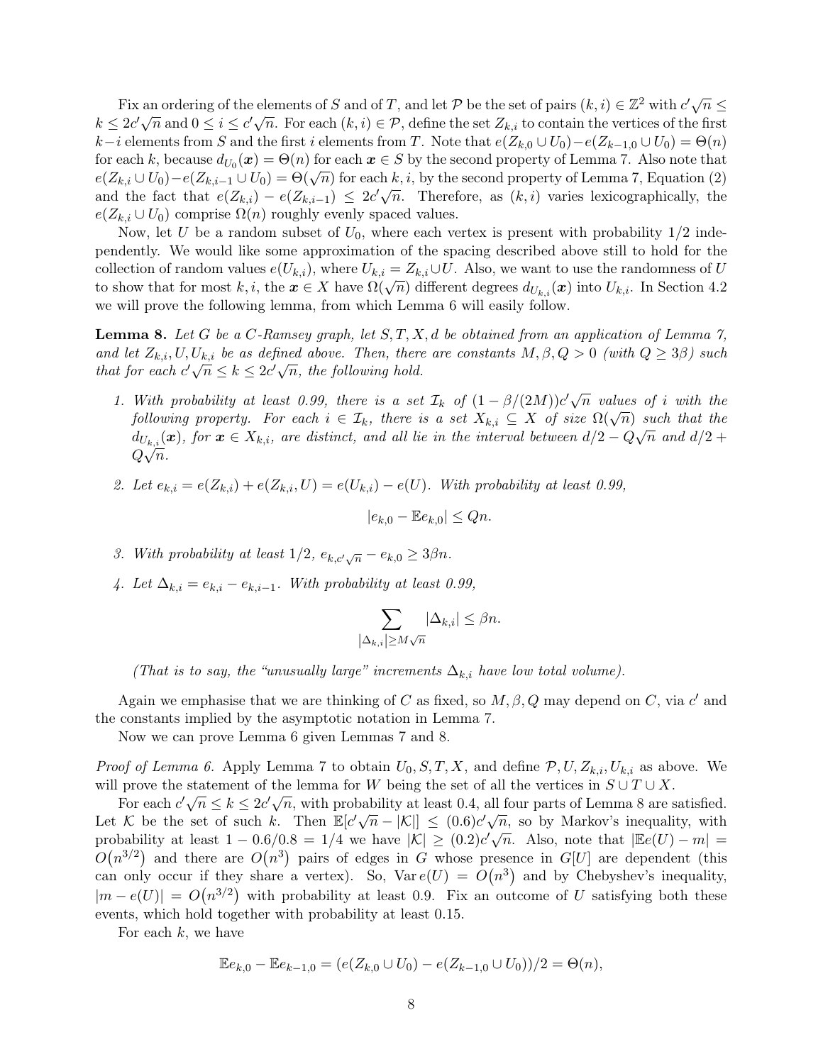Fix an ordering of the elements of $S$ and of $T$, and let $\mathcal{P}$ be the set of pairs $(k, i) \in \mathbb{Z}^2$ with $c'\sqrt{n} \le k \le 2c'\sqrt{n}$ and $0 \le i \le c'\sqrt{n}$. For each $(k, i) \in \mathcal{P}$, define the set $Z_{k,i}$ to contain the vertices of the first $k-i$ elements from $S$ and the first $i$ elements from $T$. Note that $e(Z_{k,0} \cup U_0) - e(Z_{k-1,0} \cup U_0) = \Theta(n)$ for each $k$, because $d_{U_0}(\boldsymbol{x}) = \Theta(n)$ for each $\boldsymbol{x} \in S$ by the second property of Lemma 7. Also note that $e(Z_{k,i} \cup U_0) - e(Z_{k,i-1} \cup U_0) = \Theta(\sqrt{n})$ for each $k, i$, by the second property of Lemma 7, Equation (2) and the fact that $e(Z_{k,i}) - e(Z_{k,i-1}) \le 2c'\sqrt{n}$. Therefore, as $(k, i)$ varies lexicographically, the $e(Z_{k,i} \cup U_0)$ comprise $\Omega(n)$ roughly evenly spaced values.

Now, let $U$ be a random subset of $U_0$, where each vertex is present with probability $1/2$ independently. We would like some approximation of the spacing described above still to hold for the collection of random values $e(U_{k,i})$, where $U_{k,i} = Z_{k,i} \cup U$. Also, we want to use the randomness of $U$ to show that for most $k, i$, the $\boldsymbol{x} \in X$ have $\Omega(\sqrt{n})$ different degrees $d_{U_{k,i}}(\boldsymbol{x})$ into $U_{k,i}$. In Section 4.2 we will prove the following lemma, from which Lemma 6 will easily follow.

**Lemma 8.** *Let $G$ be a $C$-Ramsey graph, let $S, T, X, d$ be obtained from an application of Lemma 7, and let $Z_{k,i}, U, U_{k,i}$ be as defined above. Then, there are constants $M, \beta, Q > 0$ (with $Q \ge 3\beta$) such that for each $c'\sqrt{n} \le k \le 2c'\sqrt{n}$, the following hold.*

1. *With probability at least 0.99, there is a set $\mathcal{I}_k$ of $(1 - \beta/(2M))c'\sqrt{n}$ values of $i$ with the following property. For each $i \in \mathcal{I}_k$, there is a set $X_{k,i} \subseteq X$ of size $\Omega(\sqrt{n})$ such that the $d_{U_{k,i}}(\boldsymbol{x})$, for $\boldsymbol{x} \in X_{k,i}$, are distinct, and all lie in the interval between $d/2 - Q\sqrt{n}$ and $d/2 + Q\sqrt{n}$.*

2. *Let $e_{k,i} = e(Z_{k,i}) + e(Z_{k,i}, U) = e(U_{k,i}) - e(U)$. With probability at least 0.99,*
$$|e_{k,0} - \mathbb{E}e_{k,0}| \le Qn.$$

3. *With probability at least $1/2$, $e_{k,c'\sqrt{n}} - e_{k,0} \ge 3\beta n$.*

4. *Let $\Delta_{k,i} = e_{k,i} - e_{k,i-1}$. With probability at least 0.99,*
$$\sum_{|\Delta_{k,i}| \ge M\sqrt{n}} |\Delta_{k,i}| \le \beta n.$$

*(That is to say, the "unusually large" increments $\Delta_{k,i}$ have low total volume).*

Again we emphasise that we are thinking of $C$ as fixed, so $M, \beta, Q$ may depend on $C$, via $c'$ and the constants implied by the asymptotic notation in Lemma 7.

Now we can prove Lemma 6 given Lemmas 7 and 8.

*Proof of Lemma 6.* Apply Lemma 7 to obtain $U_0, S, T, X$, and define $\mathcal{P}, U, Z_{k,i}, U_{k,i}$ as above. We will prove the statement of the lemma for $W$ being the set of all the vertices in $S \cup T \cup X$.

For each $c'\sqrt{n} \le k \le 2c'\sqrt{n}$, with probability at least 0.4, all four parts of Lemma 8 are satisfied. Let $\mathcal{K}$ be the set of such $k$. Then $\mathbb{E}[c'\sqrt{n} - |\mathcal{K}|] \le (0.6)c'\sqrt{n}$, so by Markov's inequality, with probability at least $1 - 0.6/0.8 = 1/4$ we have $|\mathcal{K}| \ge (0.2)c'\sqrt{n}$. Also, note that $|\mathbb{E}e(U) - m| = O(n^{3/2})$ and there are $O(n^3)$ pairs of edges in $G$ whose presence in $G[U]$ are dependent (this can only occur if they share a vertex). So, $\operatorname{Var} e(U) = O(n^3)$ and by Chebyshev's inequality, $|m - e(U)| = O(n^{3/2})$ with probability at least 0.9. Fix an outcome of $U$ satisfying both these events, which hold together with probability at least 0.15.

For each $k$, we have
$$\mathbb{E}e_{k,0} - \mathbb{E}e_{k-1,0} = (e(Z_{k,0} \cup U_0) - e(Z_{k-1,0} \cup U_0))/2 = \Theta(n),$$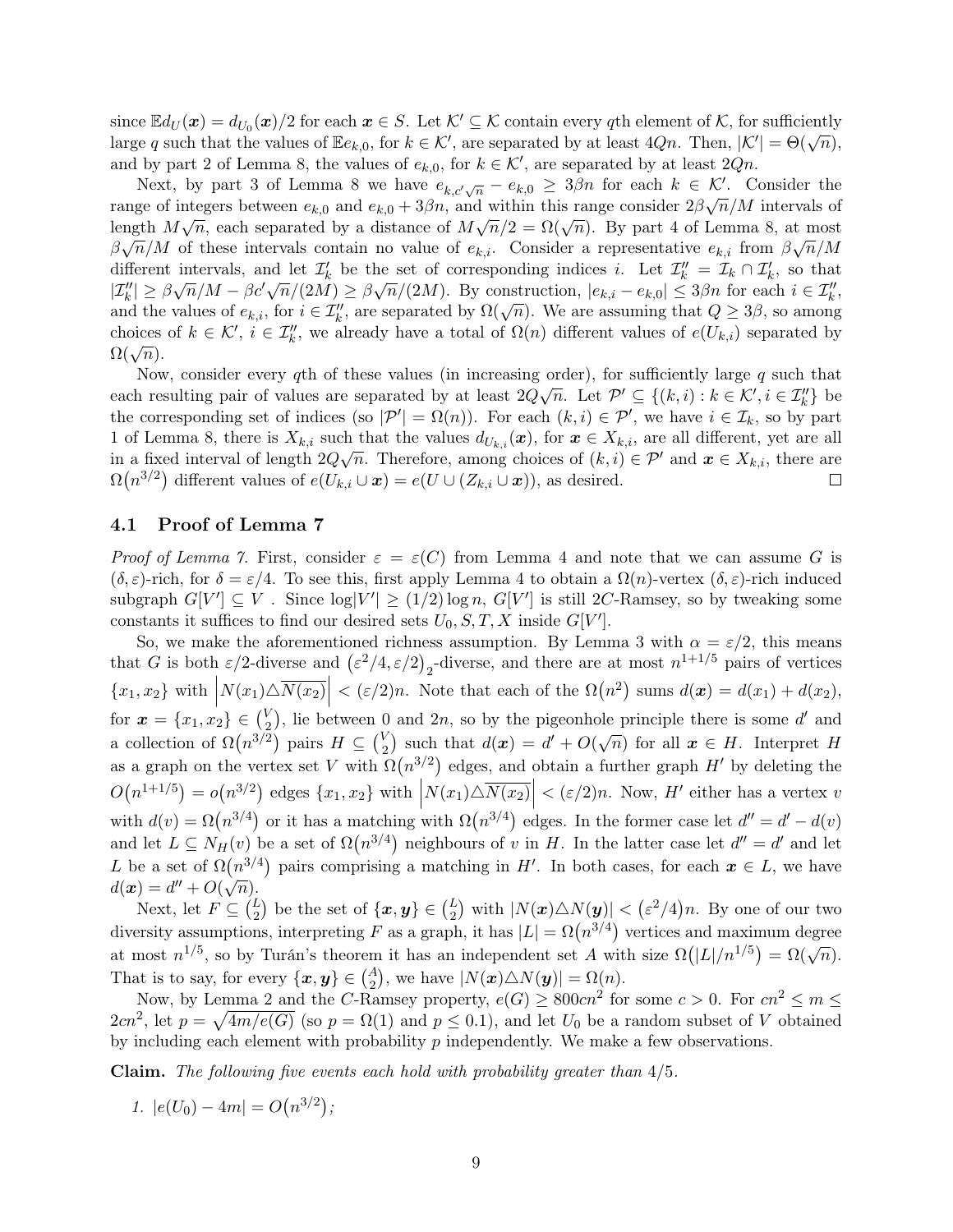since $\mathbb{E}d_U(\boldsymbol{x}) = d_{U_0}(\boldsymbol{x})/2$ for each $\boldsymbol{x} \in S$. Let $\mathcal{K}' \subseteq \mathcal{K}$ contain every $q$th element of $\mathcal{K}$, for sufficiently large $q$ such that the values of $\mathbb{E}e_{k,0}$, for $k \in \mathcal{K}'$, are separated by at least $4Qn$. Then, $|\mathcal{K}'| = \Theta(\sqrt{n})$, and by part 2 of Lemma 8, the values of $e_{k,0}$, for $k \in \mathcal{K}'$, are separated by at least $2Qn$.

Next, by part 3 of Lemma 8 we have $e_{k,c'\sqrt{n}} - e_{k,0} \geq 3\beta n$ for each $k \in \mathcal{K}'$. Consider the range of integers between $e_{k,0}$ and $e_{k,0} + 3\beta n$, and within this range consider $2\beta\sqrt{n}/M$ intervals of length $M\sqrt{n}$, each separated by a distance of $M\sqrt{n}/2 = \Omega(\sqrt{n})$. By part 4 of Lemma 8, at most $\beta\sqrt{n}/M$ of these intervals contain no value of $e_{k,i}$. Consider a representative $e_{k,i}$ from $\beta\sqrt{n}/M$ different intervals, and let $\mathcal{I}_k'$ be the set of corresponding indices $i$. Let $\mathcal{I}_k'' = \mathcal{I}_k \cap \mathcal{I}_k'$, so that $|\mathcal{I}_k''| \geq \beta\sqrt{n}/M - \beta c'\sqrt{n}/(2M) \geq \beta\sqrt{n}/(2M)$. By construction, $|e_{k,i} - e_{k,0}| \leq 3\beta n$ for each $i \in \mathcal{I}_k''$, and the values of $e_{k,i}$, for $i \in \mathcal{I}_k''$, are separated by $\Omega(\sqrt{n})$. We are assuming that $Q \geq 3\beta$, so among choices of $k \in \mathcal{K}'$, $i \in \mathcal{I}_k''$, we already have a total of $\Omega(n)$ different values of $e(U_{k,i})$ separated by $\Omega(\sqrt{n})$.

Now, consider every $q$th of these values (in increasing order), for sufficiently large $q$ such that each resulting pair of values are separated by at least $2Q\sqrt{n}$. Let $\mathcal{P}' \subseteq \{(k,i) : k \in \mathcal{K}', i \in \mathcal{I}_k''\}$ be the corresponding set of indices (so $|\mathcal{P}'| = \Omega(n)$). For each $(k,i) \in \mathcal{P}'$, we have $i \in \mathcal{I}_k$, so by part 1 of Lemma 8, there is $X_{k,i}$ such that the values $d_{U_{k,i}}(\boldsymbol{x})$, for $\boldsymbol{x} \in X_{k,i}$, are all different, yet are all in a fixed interval of length $2Q\sqrt{n}$. Therefore, among choices of $(k,i) \in \mathcal{P}'$ and $\boldsymbol{x} \in X_{k,i}$, there are $\Omega(n^{3/2})$ different values of $e(U_{k,i} \cup \boldsymbol{x}) = e(U \cup (Z_{k,i} \cup \boldsymbol{x}))$, as desired. $\square$

### 4.1 Proof of Lemma 7

*Proof of Lemma 7.* First, consider $\varepsilon = \varepsilon(C)$ from Lemma 4 and note that we can assume $G$ is $(\delta, \varepsilon)$-rich, for $\delta = \varepsilon/4$. To see this, first apply Lemma 4 to obtain a $\Omega(n)$-vertex $(\delta, \varepsilon)$-rich induced subgraph $G[V'] \subseteq V$ . Since $\log|V'| \geq (1/2)\log n$, $G[V']$ is still $2C$-Ramsey, so by tweaking some constants it suffices to find our desired sets $U_0, S, T, X$ inside $G[V']$.

So, we make the aforementioned richness assumption. By Lemma 3 with $\alpha = \varepsilon/2$, this means that $G$ is both $\varepsilon/2$-diverse and $(\varepsilon^2/4, \varepsilon/2)_2$-diverse, and there are at most $n^{1+1/5}$ pairs of vertices $\{x_1, x_2\}$ with $\left|N(x_1) \triangle \overline{N(x_2)}\right| < (\varepsilon/2)n$. Note that each of the $\Omega(n^2)$ sums $d(\boldsymbol{x}) = d(x_1) + d(x_2)$, for $\boldsymbol{x} = \{x_1, x_2\} \in \binom{V}{2}$, lie between $0$ and $2n$, so by the pigeonhole principle there is some $d'$ and a collection of $\Omega(n^{3/2})$ pairs $H \subseteq \binom{V}{2}$ such that $d(\boldsymbol{x}) = d' + O(\sqrt{n})$ for all $\boldsymbol{x} \in H$. Interpret $H$ as a graph on the vertex set $V$ with $\Omega(n^{3/2})$ edges, and obtain a further graph $H'$ by deleting the $O(n^{1+1/5}) = o(n^{3/2})$ edges $\{x_1, x_2\}$ with $\left|N(x_1) \triangle \overline{N(x_2)}\right| < (\varepsilon/2)n$. Now, $H'$ either has a vertex $v$ with $d(v) = \Omega(n^{3/4})$ or it has a matching with $\Omega(n^{3/4})$ edges. In the former case let $d'' = d' - d(v)$ and let $L \subseteq N_H(v)$ be a set of $\Omega(n^{3/4})$ neighbours of $v$ in $H$. In the latter case let $d'' = d'$ and let $L$ be a set of $\Omega(n^{3/4})$ pairs comprising a matching in $H'$. In both cases, for each $\boldsymbol{x} \in L$, we have $d(\boldsymbol{x}) = d'' + O(\sqrt{n})$.

Next, let $F \subseteq \binom{L}{2}$ be the set of $\{\boldsymbol{x}, \boldsymbol{y}\} \in \binom{L}{2}$ with $|N(\boldsymbol{x}) \triangle N(\boldsymbol{y})| < (\varepsilon^2/4)n$. By one of our two diversity assumptions, interpreting $F$ as a graph, it has $|L| = \Omega(n^{3/4})$ vertices and maximum degree at most $n^{1/5}$, so by Turán's theorem it has an independent set $A$ with size $\Omega(|L|/n^{1/5}) = \Omega(\sqrt{n})$. That is to say, for every $\{\boldsymbol{x}, \boldsymbol{y}\} \in \binom{A}{2}$, we have $|N(\boldsymbol{x}) \triangle N(\boldsymbol{y})| = \Omega(n)$.

Now, by Lemma 2 and the $C$-Ramsey property, $e(G) \geq 800cn^2$ for some $c > 0$. For $cn^2 \leq m \leq 2cn^2$, let $p = \sqrt{4m/e(G)}$ (so $p = \Omega(1)$ and $p \leq 0.1$), and let $U_0$ be a random subset of $V$ obtained by including each element with probability $p$ independently. We make a few observations.

**Claim.** *The following five events each hold with probability greater than $4/5$.*

1. $|e(U_0) - 4m| = O(n^{3/2})$;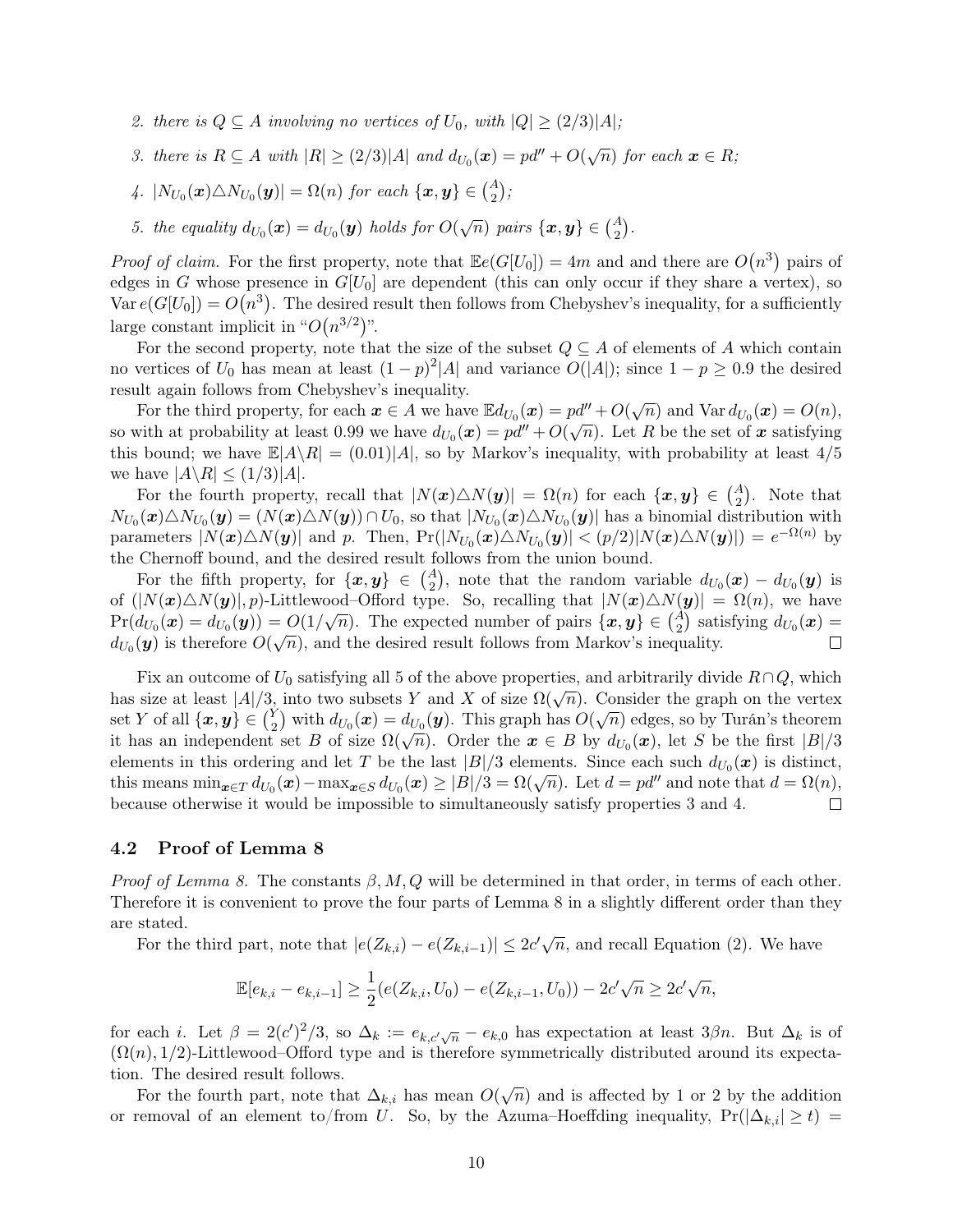2. *there is $Q \subseteq A$ involving no vertices of $U_0$, with $|Q| \geq (2/3)|A|$;*
3. *there is $R \subseteq A$ with $|R| \geq (2/3)|A|$ and $d_{U_0}(\boldsymbol{x}) = pd'' + O(\sqrt{n})$ for each $\boldsymbol{x} \in R$;*
4. *$|N_{U_0}(\boldsymbol{x}) \triangle N_{U_0}(\boldsymbol{y})| = \Omega(n)$ for each $\{\boldsymbol{x}, \boldsymbol{y}\} \in \binom{A}{2}$;*
5. *the equality $d_{U_0}(\boldsymbol{x}) = d_{U_0}(\boldsymbol{y})$ holds for $O(\sqrt{n})$ pairs $\{\boldsymbol{x}, \boldsymbol{y}\} \in \binom{A}{2}$.*

*Proof of claim.* For the first property, note that $\mathbb{E}e(G[U_0]) = 4m$ and and there are $O(n^3)$ pairs of edges in $G$ whose presence in $G[U_0]$ are dependent (this can only occur if they share a vertex), so $\operatorname{Var} e(G[U_0]) = O(n^3)$. The desired result then follows from Chebyshev's inequality, for a sufficiently large constant implicit in "$O(n^{3/2})$".

For the second property, note that the size of the subset $Q \subseteq A$ of elements of $A$ which contain no vertices of $U_0$ has mean at least $(1-p)^2|A|$ and variance $O(|A|)$; since $1 - p \geq 0.9$ the desired result again follows from Chebyshev's inequality.

For the third property, for each $\boldsymbol{x} \in A$ we have $\mathbb{E}d_{U_0}(\boldsymbol{x}) = pd'' + O(\sqrt{n})$ and $\operatorname{Var} d_{U_0}(\boldsymbol{x}) = O(n)$, so with at probability at least 0.99 we have $d_{U_0}(\boldsymbol{x}) = pd'' + O(\sqrt{n})$. Let $R$ be the set of $\boldsymbol{x}$ satisfying this bound; we have $\mathbb{E}|A \backslash R| = (0.01)|A|$, so by Markov's inequality, with probability at least $4/5$ we have $|A \backslash R| \leq (1/3)|A|$.

For the fourth property, recall that $|N(\boldsymbol{x}) \triangle N(\boldsymbol{y})| = \Omega(n)$ for each $\{\boldsymbol{x}, \boldsymbol{y}\} \in \binom{A}{2}$. Note that $N_{U_0}(\boldsymbol{x}) \triangle N_{U_0}(\boldsymbol{y}) = (N(\boldsymbol{x}) \triangle N(\boldsymbol{y})) \cap U_0$, so that $|N_{U_0}(\boldsymbol{x}) \triangle N_{U_0}(\boldsymbol{y})|$ has a binomial distribution with parameters $|N(\boldsymbol{x}) \triangle N(\boldsymbol{y})|$ and $p$. Then, $\Pr(|N_{U_0}(\boldsymbol{x}) \triangle N_{U_0}(\boldsymbol{y})| < (p/2)|N(\boldsymbol{x}) \triangle N(\boldsymbol{y})|) = e^{-\Omega(n)}$ by the Chernoff bound, and the desired result follows from the union bound.

For the fifth property, for $\{\boldsymbol{x}, \boldsymbol{y}\} \in \binom{A}{2}$, note that the random variable $d_{U_0}(\boldsymbol{x}) - d_{U_0}(\boldsymbol{y})$ is of $(|N(\boldsymbol{x}) \triangle N(\boldsymbol{y})|, p)$-Littlewood–Offord type. So, recalling that $|N(\boldsymbol{x}) \triangle N(\boldsymbol{y})| = \Omega(n)$, we have $\Pr(d_{U_0}(\boldsymbol{x}) = d_{U_0}(\boldsymbol{y})) = O(1/\sqrt{n})$. The expected number of pairs $\{\boldsymbol{x}, \boldsymbol{y}\} \in \binom{A}{2}$ satisfying $d_{U_0}(\boldsymbol{x}) = d_{U_0}(\boldsymbol{y})$ is therefore $O(\sqrt{n})$, and the desired result follows from Markov's inequality. $\square$

Fix an outcome of $U_0$ satisfying all 5 of the above properties, and arbitrarily divide $R \cap Q$, which has size at least $|A|/3$, into two subsets $Y$ and $X$ of size $\Omega(\sqrt{n})$. Consider the graph on the vertex set $Y$ of all $\{\boldsymbol{x}, \boldsymbol{y}\} \in \binom{Y}{2}$ with $d_{U_0}(\boldsymbol{x}) = d_{U_0}(\boldsymbol{y})$. This graph has $O(\sqrt{n})$ edges, so by Turán's theorem it has an independent set $B$ of size $\Omega(\sqrt{n})$. Order the $\boldsymbol{x} \in B$ by $d_{U_0}(\boldsymbol{x})$, let $S$ be the first $|B|/3$ elements in this ordering and let $T$ be the last $|B|/3$ elements. Since each such $d_{U_0}(\boldsymbol{x})$ is distinct, this means $\min_{\boldsymbol{x} \in T} d_{U_0}(\boldsymbol{x}) - \max_{\boldsymbol{x} \in S} d_{U_0}(\boldsymbol{x}) \geq |B|/3 = \Omega(\sqrt{n})$. Let $d = pd''$ and note that $d = \Omega(n)$, because otherwise it would be impossible to simultaneously satisfy properties 3 and 4. $\square$

### 4.2 Proof of Lemma 8

*Proof of Lemma 8.* The constants $\beta, M, Q$ will be determined in that order, in terms of each other. Therefore it is convenient to prove the four parts of Lemma 8 in a slightly different order than they are stated.

For the third part, note that $|e(Z_{k,i}) - e(Z_{k,i-1})| \leq 2c'\sqrt{n}$, and recall Equation (2). We have

$$\mathbb{E}[e_{k,i} - e_{k,i-1}] \geq \frac{1}{2}(e(Z_{k,i}, U_0) - e(Z_{k,i-1}, U_0)) - 2c'\sqrt{n} \geq 2c'\sqrt{n},$$

for each $i$. Let $\beta = 2(c')^2/3$, so $\Delta_k := e_{k,c'\sqrt{n}} - e_{k,0}$ has expectation at least $3\beta n$. But $\Delta_k$ is of $(\Omega(n), 1/2)$-Littlewood–Offord type and is therefore symmetrically distributed around its expectation. The desired result follows.

For the fourth part, note that $\Delta_{k,i}$ has mean $O(\sqrt{n})$ and is affected by 1 or 2 by the addition or removal of an element to/from $U$. So, by the Azuma–Hoeffding inequality, $\Pr(|\Delta_{k,i}| \geq t) =$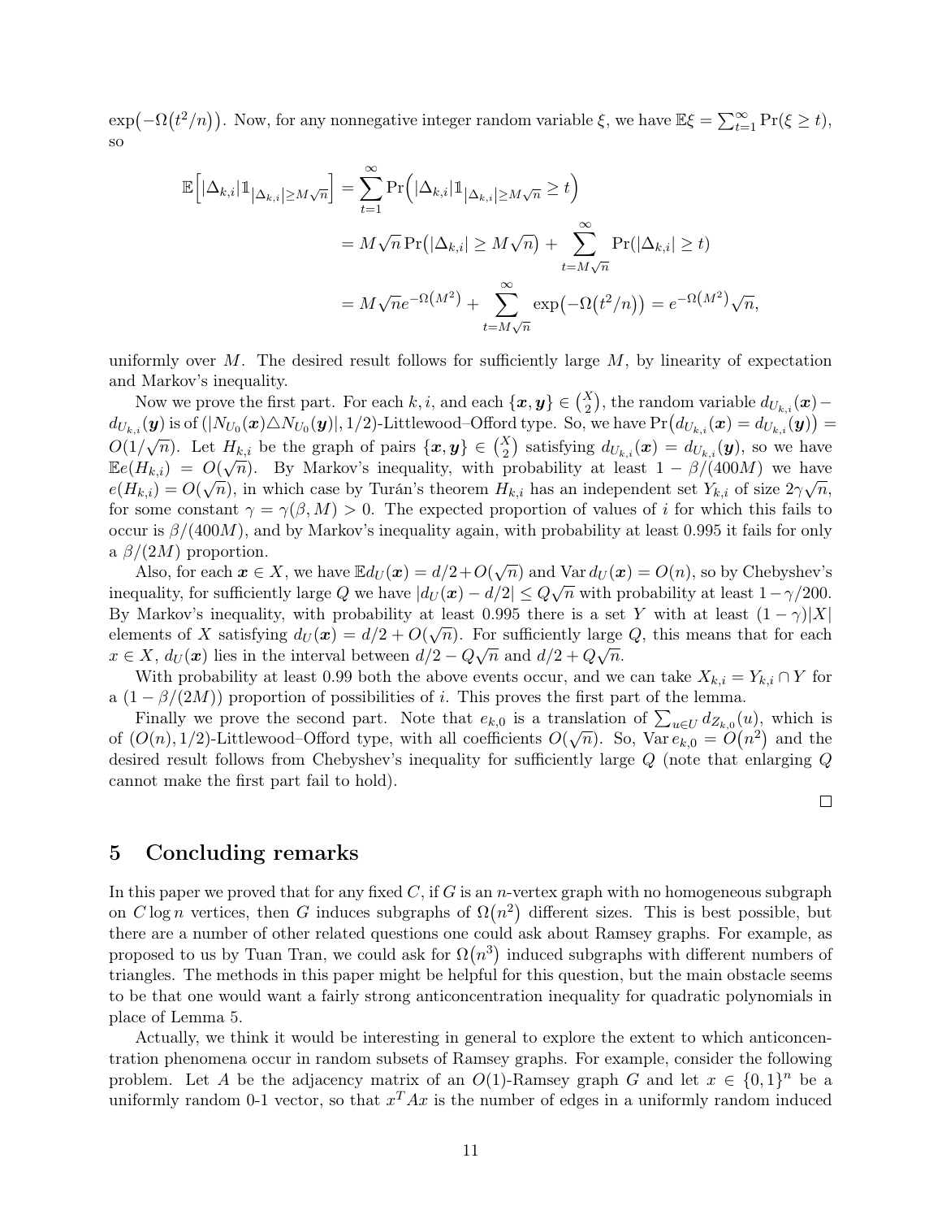$\exp\bigl(-\Omega\bigl(t^2/n\bigr)\bigr)$. Now, for any nonnegative integer random variable $\xi$, we have $\mathbb{E}\xi = \sum_{t=1}^{\infty}\Pr(\xi \ge t)$, so

$$
\begin{aligned}
\mathbb{E}\Bigl[|\Delta_{k,i}|\mathbb{1}_{|\Delta_{k,i}|\ge M\sqrt{n}}\Bigr] &= \sum_{t=1}^{\infty}\Pr\Bigl(|\Delta_{k,i}|\mathbb{1}_{|\Delta_{k,i}|\ge M\sqrt{n}} \ge t\Bigr)\\
&= M\sqrt{n}\Pr\bigl(|\Delta_{k,i}| \ge M\sqrt{n}\bigr) + \sum_{t=M\sqrt{n}}^{\infty}\Pr(|\Delta_{k,i}| \ge t)\\
&= M\sqrt{n}e^{-\Omega(M^2)} + \sum_{t=M\sqrt{n}}^{\infty}\exp\bigl(-\Omega\bigl(t^2/n\bigr)\bigr) = e^{-\Omega(M^2)}\sqrt{n},
\end{aligned}
$$

uniformly over $M$. The desired result follows for sufficiently large $M$, by linearity of expectation and Markov's inequality.

Now we prove the first part. For each $k, i$, and each $\{\boldsymbol{x},\boldsymbol{y}\} \in \binom{X}{2}$, the random variable $d_{U_{k,i}}(\boldsymbol{x}) - d_{U_{k,i}}(\boldsymbol{y})$ is of $(|N_{U_0}(\boldsymbol{x})\triangle N_{U_0}(\boldsymbol{y})|, 1/2)$-Littlewood–Offord type. So, we have $\Pr\bigl(d_{U_{k,i}}(\boldsymbol{x}) = d_{U_{k,i}}(\boldsymbol{y})\bigr) = O(1/\sqrt{n})$. Let $H_{k,i}$ be the graph of pairs $\{\boldsymbol{x},\boldsymbol{y}\} \in \binom{X}{2}$ satisfying $d_{U_{k,i}}(\boldsymbol{x}) = d_{U_{k,i}}(\boldsymbol{y})$, so we have $\mathbb{E}e(H_{k,i}) = O(\sqrt{n})$. By Markov's inequality, with probability at least $1 - \beta/(400M)$ we have $e(H_{k,i}) = O(\sqrt{n})$, in which case by Turán's theorem $H_{k,i}$ has an independent set $Y_{k,i}$ of size $2\gamma\sqrt{n}$, for some constant $\gamma = \gamma(\beta, M) > 0$. The expected proportion of values of $i$ for which this fails to occur is $\beta/(400M)$, and by Markov's inequality again, with probability at least 0.995 it fails for only a $\beta/(2M)$ proportion.

Also, for each $\boldsymbol{x} \in X$, we have $\mathbb{E}d_U(\boldsymbol{x}) = d/2 + O(\sqrt{n})$ and $\operatorname{Var} d_U(\boldsymbol{x}) = O(n)$, so by Chebyshev's inequality, for sufficiently large $Q$ we have $|d_U(\boldsymbol{x}) - d/2| \le Q\sqrt{n}$ with probability at least $1 - \gamma/200$. By Markov's inequality, with probability at least 0.995 there is a set $Y$ with at least $(1-\gamma)|X|$ elements of $X$ satisfying $d_U(\boldsymbol{x}) = d/2 + O(\sqrt{n})$. For sufficiently large $Q$, this means that for each $x \in X$, $d_U(\boldsymbol{x})$ lies in the interval between $d/2 - Q\sqrt{n}$ and $d/2 + Q\sqrt{n}$.

With probability at least 0.99 both the above events occur, and we can take $X_{k,i} = Y_{k,i} \cap Y$ for a $(1 - \beta/(2M))$ proportion of possibilities of $i$. This proves the first part of the lemma.

Finally we prove the second part. Note that $e_{k,0}$ is a translation of $\sum_{u\in U} d_{Z_{k,0}}(u)$, which is of $(O(n), 1/2)$-Littlewood–Offord type, with all coefficients $O(\sqrt{n})$. So, $\operatorname{Var} e_{k,0} = O\bigl(n^2\bigr)$ and the desired result follows from Chebyshev's inequality for sufficiently large $Q$ (note that enlarging $Q$ cannot make the first part fail to hold).

□

## 5 Concluding remarks

In this paper we proved that for any fixed $C$, if $G$ is an $n$-vertex graph with no homogeneous subgraph on $C\log n$ vertices, then $G$ induces subgraphs of $\Omega\bigl(n^2\bigr)$ different sizes. This is best possible, but there are a number of other related questions one could ask about Ramsey graphs. For example, as proposed to us by Tuan Tran, we could ask for $\Omega\bigl(n^3\bigr)$ induced subgraphs with different numbers of triangles. The methods in this paper might be helpful for this question, but the main obstacle seems to be that one would want a fairly strong anticoncentration inequality for quadratic polynomials in place of Lemma 5.

Actually, we think it would be interesting in general to explore the extent to which anticoncentration phenomena occur in random subsets of Ramsey graphs. For example, consider the following problem. Let $A$ be the adjacency matrix of an $O(1)$-Ramsey graph $G$ and let $x \in \{0,1\}^n$ be a uniformly random 0-1 vector, so that $x^TAx$ is the number of edges in a uniformly random induced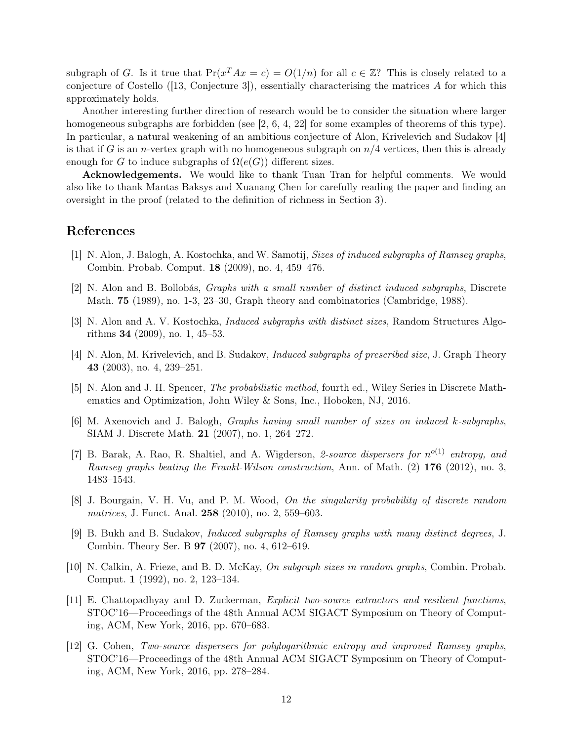subgraph of $G$. Is it true that $\Pr(x^T Ax = c) = O(1/n)$ for all $c \in \mathbb{Z}$? This is closely related to a conjecture of Costello ([13, Conjecture 3]), essentially characterising the matrices $A$ for which this approximately holds.

Another interesting further direction of research would be to consider the situation where larger homogeneous subgraphs are forbidden (see [2, 6, 4, 22] for some examples of theorems of this type). In particular, a natural weakening of an ambitious conjecture of Alon, Krivelevich and Sudakov [4] is that if $G$ is an $n$-vertex graph with no homogeneous subgraph on $n/4$ vertices, then this is already enough for $G$ to induce subgraphs of $\Omega(e(G))$ different sizes.

**Acknowledgements.** We would like to thank Tuan Tran for helpful comments. We would also like to thank Mantas Baksys and Xuanang Chen for carefully reading the paper and finding an oversight in the proof (related to the definition of richness in Section 3).

## References

[1] N. Alon, J. Balogh, A. Kostochka, and W. Samotij, *Sizes of induced subgraphs of Ramsey graphs*, Combin. Probab. Comput. **18** (2009), no. 4, 459–476.

[2] N. Alon and B. Bollobás, *Graphs with a small number of distinct induced subgraphs*, Discrete Math. **75** (1989), no. 1-3, 23–30, Graph theory and combinatorics (Cambridge, 1988).

[3] N. Alon and A. V. Kostochka, *Induced subgraphs with distinct sizes*, Random Structures Algorithms **34** (2009), no. 1, 45–53.

[4] N. Alon, M. Krivelevich, and B. Sudakov, *Induced subgraphs of prescribed size*, J. Graph Theory **43** (2003), no. 4, 239–251.

[5] N. Alon and J. H. Spencer, *The probabilistic method*, fourth ed., Wiley Series in Discrete Mathematics and Optimization, John Wiley & Sons, Inc., Hoboken, NJ, 2016.

[6] M. Axenovich and J. Balogh, *Graphs having small number of sizes on induced k-subgraphs*, SIAM J. Discrete Math. **21** (2007), no. 1, 264–272.

[7] B. Barak, A. Rao, R. Shaltiel, and A. Wigderson, *2-source dispersers for $n^{o(1)}$ entropy, and Ramsey graphs beating the Frankl-Wilson construction*, Ann. of Math. (2) **176** (2012), no. 3, 1483–1543.

[8] J. Bourgain, V. H. Vu, and P. M. Wood, *On the singularity probability of discrete random matrices*, J. Funct. Anal. **258** (2010), no. 2, 559–603.

[9] B. Bukh and B. Sudakov, *Induced subgraphs of Ramsey graphs with many distinct degrees*, J. Combin. Theory Ser. B **97** (2007), no. 4, 612–619.

[10] N. Calkin, A. Frieze, and B. D. McKay, *On subgraph sizes in random graphs*, Combin. Probab. Comput. **1** (1992), no. 2, 123–134.

[11] E. Chattopadhyay and D. Zuckerman, *Explicit two-source extractors and resilient functions*, STOC'16—Proceedings of the 48th Annual ACM SIGACT Symposium on Theory of Computing, ACM, New York, 2016, pp. 670–683.

[12] G. Cohen, *Two-source dispersers for polylogarithmic entropy and improved Ramsey graphs*, STOC'16—Proceedings of the 48th Annual ACM SIGACT Symposium on Theory of Computing, ACM, New York, 2016, pp. 278–284.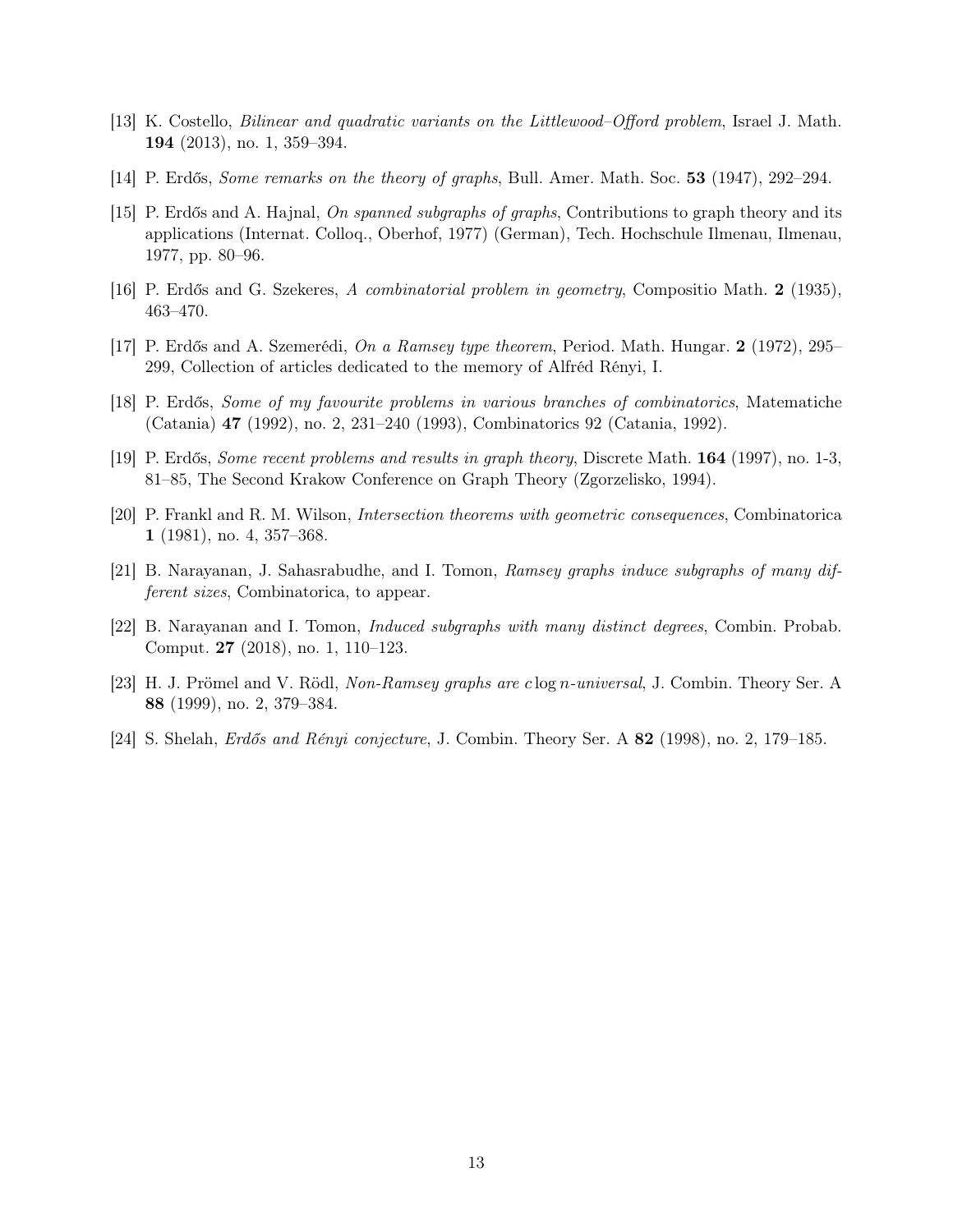[13] K. Costello, *Bilinear and quadratic variants on the Littlewood–Offord problem*, Israel J. Math. **194** (2013), no. 1, 359–394.

[14] P. Erdős, *Some remarks on the theory of graphs*, Bull. Amer. Math. Soc. **53** (1947), 292–294.

[15] P. Erdős and A. Hajnal, *On spanned subgraphs of graphs*, Contributions to graph theory and its applications (Internat. Colloq., Oberhof, 1977) (German), Tech. Hochschule Ilmenau, Ilmenau, 1977, pp. 80–96.

[16] P. Erdős and G. Szekeres, *A combinatorial problem in geometry*, Compositio Math. **2** (1935), 463–470.

[17] P. Erdős and A. Szemerédi, *On a Ramsey type theorem*, Period. Math. Hungar. **2** (1972), 295–299, Collection of articles dedicated to the memory of Alfréd Rényi, I.

[18] P. Erdős, *Some of my favourite problems in various branches of combinatorics*, Matematiche (Catania) **47** (1992), no. 2, 231–240 (1993), Combinatorics 92 (Catania, 1992).

[19] P. Erdős, *Some recent problems and results in graph theory*, Discrete Math. **164** (1997), no. 1-3, 81–85, The Second Krakow Conference on Graph Theory (Zgorzelisko, 1994).

[20] P. Frankl and R. M. Wilson, *Intersection theorems with geometric consequences*, Combinatorica **1** (1981), no. 4, 357–368.

[21] B. Narayanan, J. Sahasrabudhe, and I. Tomon, *Ramsey graphs induce subgraphs of many different sizes*, Combinatorica, to appear.

[22] B. Narayanan and I. Tomon, *Induced subgraphs with many distinct degrees*, Combin. Probab. Comput. **27** (2018), no. 1, 110–123.

[23] H. J. Prömel and V. Rödl, *Non-Ramsey graphs are $c \log n$-universal*, J. Combin. Theory Ser. A **88** (1999), no. 2, 379–384.

[24] S. Shelah, *Erdős and Rényi conjecture*, J. Combin. Theory Ser. A **82** (1998), no. 2, 179–185.